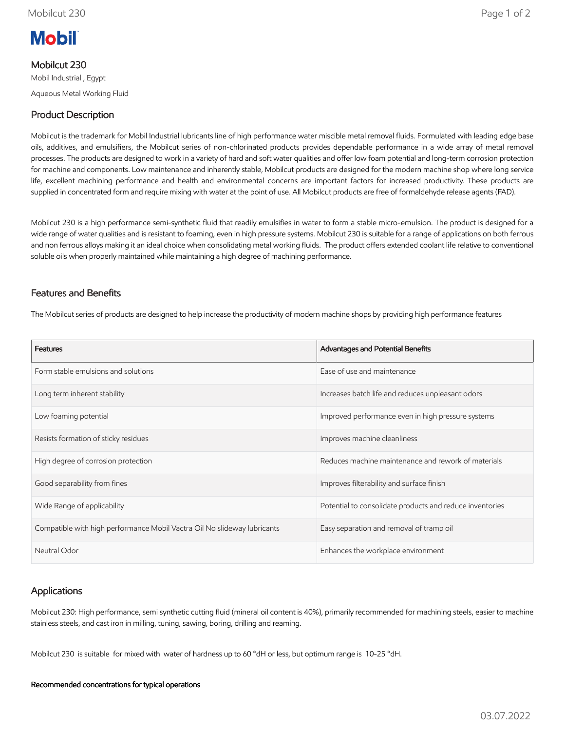# Mobil

## Mobilcut 230

Mobil Industrial , Egypt

Aqueous Metal Working Fluid

## Product Description

Mobilcut is the trademark for Mobil Industrial lubricants line of high performance water miscible metal removal fluids. Formulated with leading edge base oils, additives, and emulsifiers, the Mobilcut series of non-chlorinated products provides dependable performance in a wide array of metal removal processes. The products are designed to work in a variety of hard and soft water qualities and offer low foam potential and long-term corrosion protection for machine and components. Low maintenance and inherently stable, Mobilcut products are designed for the modern machine shop where long service life, excellent machining performance and health and environmental concerns are important factors for increased productivity. These products are supplied in concentrated form and require mixing with water at the point of use. All Mobilcut products are free of formaldehyde release agents (FAD).

Mobilcut 230 is a high performance semi-synthetic fluid that readily emulsifies in water to form a stable micro-emulsion. The product is designed for a wide range of water qualities and is resistant to foaming, even in high pressure systems. Mobilcut 230 is suitable for a range of applications on both ferrous and non ferrous alloys making it an ideal choice when consolidating metal working fluids. The product offers extended coolant life relative to conventional soluble oils when properly maintained while maintaining a high degree of machining performance.

## Features and Benefits

The Mobilcut series of products are designed to help increase the productivity of modern machine shops by providing high performance features

| Features | Advantages and Potential Benefits |
|---|---|
| Form stable emulsions and solutions | Ease of use and maintenance |
| Long term inherent stability | Increases batch life and reduces unpleasant odors |
| Low foaming potential | Improved performance even in high pressure systems |
| Resists formation of sticky residues | Improves machine cleanliness |
| High degree of corrosion protection | Reduces machine maintenance and rework of materials |
| Good separability from fines | Improves filterability and surface finish |
| Wide Range of applicability | Potential to consolidate products and reduce inventories |
| Compatible with high performance Mobil Vactra Oil No slideway lubricants | Easy separation and removal of tramp oil |
| Neutral Odor | Enhances the workplace environment |

## Applications

Mobilcut 230: High performance, semi synthetic cutting fluid (mineral oil content is 40%), primarily recommended for machining steels, easier to machine stainless steels, and cast iron in milling, tuning, sawing, boring, drilling and reaming.

Mobilcut 230 is suitable for mixed with water of hardness up to 60 °dH or less, but optimum range is 10-25 °dH.

**Recommended concentrations for typical operations**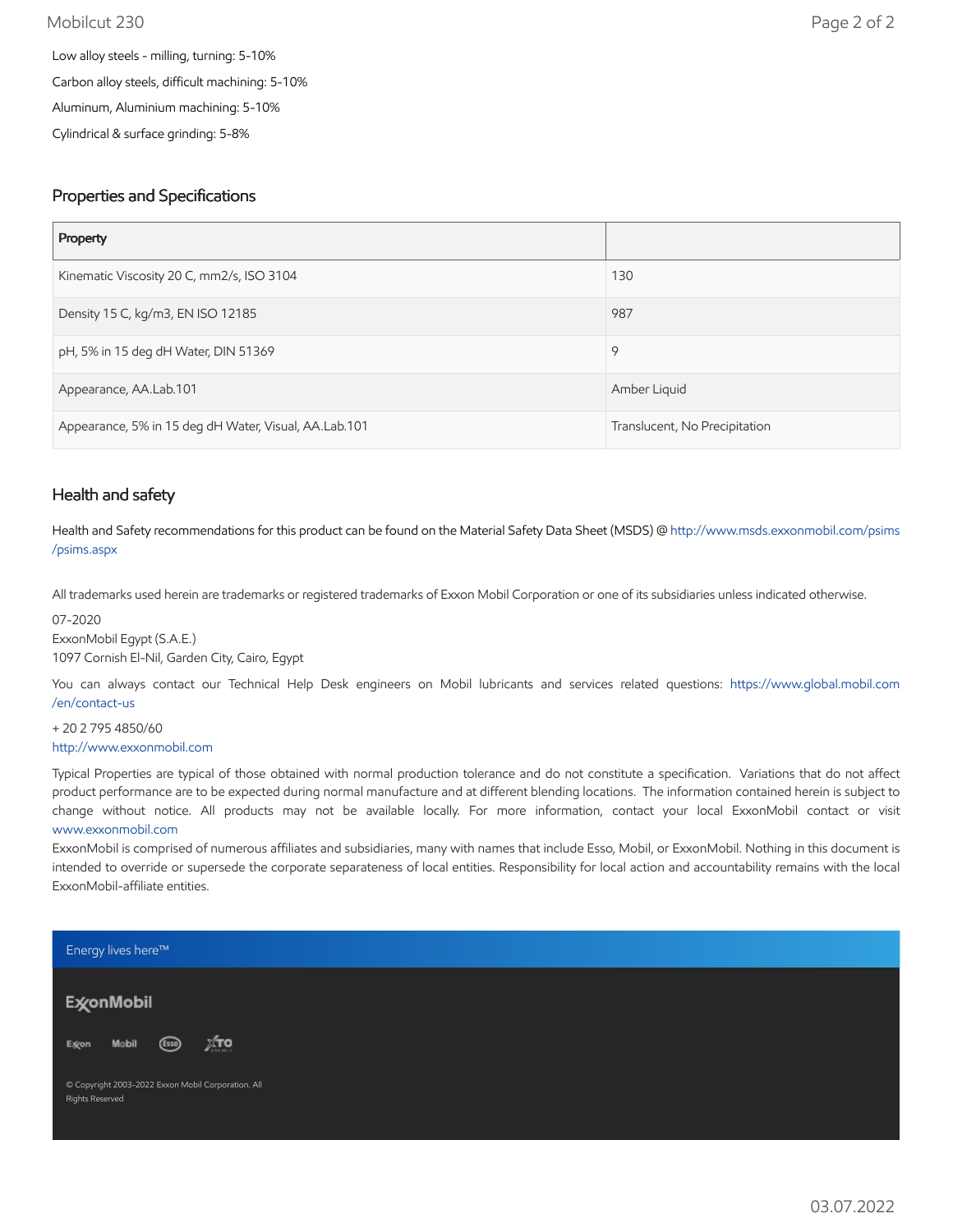Low alloy steels - milling, turning: 5-10%

Carbon alloy steels, difficult machining: 5-10%

Aluminum, Aluminium machining: 5-10%

Cylindrical & surface grinding: 5-8%

## Properties and Specifications

| Property | |
|---|---|
| Kinematic Viscosity 20 C, mm2/s, ISO 3104 | 130 |
| Density 15 C, kg/m3, EN ISO 12185 | 987 |
| pH, 5% in 15 deg dH Water, DIN 51369 | 9 |
| Appearance, AA.Lab.101 | Amber Liquid |
| Appearance, 5% in 15 deg dH Water, Visual, AA.Lab.101 | Translucent, No Precipitation |

## Health and safety

Health and Safety recommendations for this product can be found on the Material Safety Data Sheet (MSDS) @ http://www.msds.exxonmobil.com/psims/psims.aspx

All trademarks used herein are trademarks or registered trademarks of Exxon Mobil Corporation or one of its subsidiaries unless indicated otherwise.

07-2020
ExxonMobil Egypt (S.A.E.)
1097 Cornish El-Nil, Garden City, Cairo, Egypt

You can always contact our Technical Help Desk engineers on Mobil lubricants and services related questions: https://www.global.mobil.com/en/contact-us

+ 20 2 795 4850/60
http://www.exxonmobil.com

Typical Properties are typical of those obtained with normal production tolerance and do not constitute a specification. Variations that do not affect product performance are to be expected during normal manufacture and at different blending locations. The information contained herein is subject to change without notice. All products may not be available locally. For more information, contact your local ExxonMobil contact or visit www.exxonmobil.com

ExxonMobil is comprised of numerous affiliates and subsidiaries, many with names that include Esso, Mobil, or ExxonMobil. Nothing in this document is intended to override or supersede the corporate separateness of local entities. Responsibility for local action and accountability remains with the local ExxonMobil-affiliate entities.

Energy lives here™

ExxonMobil

Exxon Mobil Esso XTO

© Copyright 2003-2022 Exxon Mobil Corporation. All Rights Reserved

03.07.2022